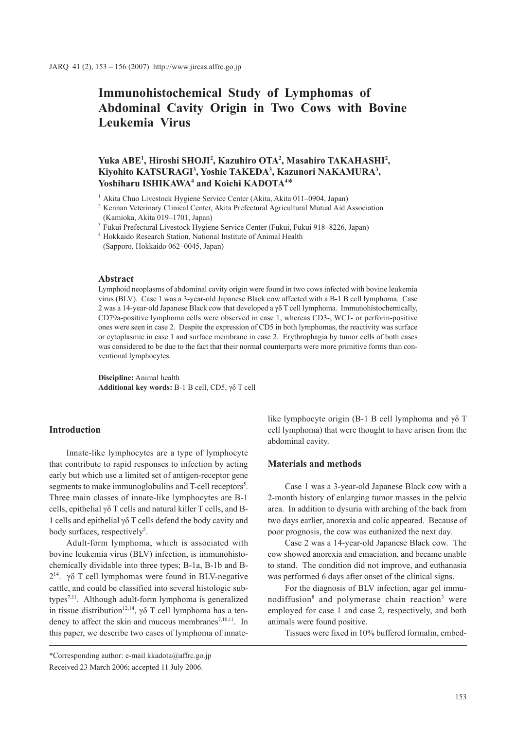# Immunohistochemical Study of Lymphomas of Abdominal Cavity Origin in Two Cows with Bovine Leukemia Virus

**Yuka ABE[1], Hiroshi SHOJI[2], Kazuhiro OTA[2], Masahiro TAKAHASHI[2], Kiyohito KATSURAGI[3], Yoshie TAKEDA[3], Kazunori NAKAMURA[3], Yoshiharu ISHIKAWA[4] and Koichi KADOTA[4]***

[1] Akita Chuo Livestock Hygiene Service Center (Akita, Akita 011–0904, Japan)

[2] Kennan Veterinary Clinical Center, Akita Prefectural Agricultural Mutual Aid Association (Kamioka, Akita 019–1701, Japan)

[3] Fukui Prefectural Livestock Hygiene Service Center (Fukui, Fukui 918–8226, Japan)

[4] Hokkaido Research Station, National Institute of Animal Health (Sapporo, Hokkaido 062–0045, Japan)

### Abstract

Lymphoid neoplasms of abdominal cavity origin were found in two cows infected with bovine leukemia virus (BLV). Case 1 was a 3-year-old Japanese Black cow affected with a B-1 B cell lymphoma. Case 2 was a 14-year-old Japanese Black cow that developed a γδ T cell lymphoma. Immunohistochemically, CD79a-positive lymphoma cells were observed in case 1, whereas CD3-, WC1- or perforin-positive ones were seen in case 2. Despite the expression of CD5 in both lymphomas, the reactivity was surface or cytoplasmic in case 1 and surface membrane in case 2. Erythrophagia by tumor cells of both cases was considered to be due to the fact that their normal counterparts were more primitive forms than conventional lymphocytes.

**Discipline:** Animal health
**Additional key words:** B-1 B cell, CD5, γδ T cell

## Introduction

Innate-like lymphocytes are a type of lymphocyte that contribute to rapid responses to infection by acting early but which use a limited set of antigen-receptor gene segments to make immunoglobulins and T-cell receptors[5]. Three main classes of innate-like lymphocytes are B-1 cells, epithelial γδ T cells and natural killer T cells, and B-1 cells and epithelial γδ T cells defend the body cavity and body surfaces, respectively[5].

Adult-form lymphoma, which is associated with bovine leukemia virus (BLV) infection, is immunohistochemically dividable into three types; B-1a, B-1b and B-2[14]. γδ T cell lymphomas were found in BLV-negative cattle, and could be classified into several histologic subtypes[7,11]. Although adult-form lymphoma is generalized in tissue distribution[12,14], γδ T cell lymphoma has a tendency to affect the skin and mucous membranes[7,10,11]. In this paper, we describe two cases of lymphoma of innate-like lymphocyte origin (B-1 B cell lymphoma and γδ T cell lymphoma) that were thought to have arisen from the abdominal cavity.

## Materials and methods

Case 1 was a 3-year-old Japanese Black cow with a 2-month history of enlarging tumor masses in the pelvic area. In addition to dysuria with arching of the back from two days earlier, anorexia and colic appeared. Because of poor prognosis, the cow was euthanized the next day.

Case 2 was a 14-year-old Japanese Black cow. The cow showed anorexia and emaciation, and became unable to stand. The condition did not improve, and euthanasia was performed 6 days after onset of the clinical signs.

For the diagnosis of BLV infection, agar gel immunodiffusion[8] and polymerase chain reaction[3] were employed for case 1 and case 2, respectively, and both animals were found positive.

Tissues were fixed in 10% buffered formalin, embed-

*Corresponding author: e-mail kkadota@affrc.go.jp
Received 23 March 2006; accepted 11 July 2006.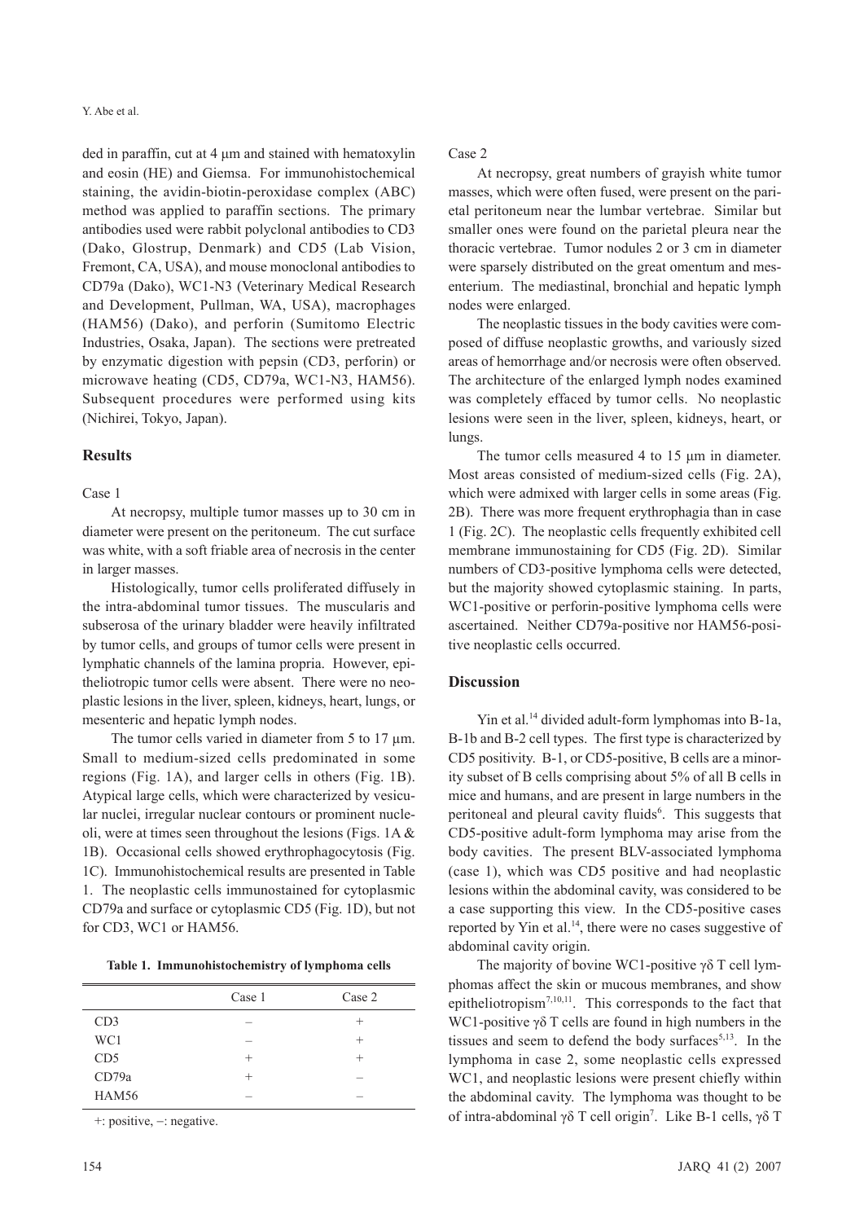ded in paraffin, cut at 4 μm and stained with hematoxylin and eosin (HE) and Giemsa. For immunohistochemical staining, the avidin-biotin-peroxidase complex (ABC) method was applied to paraffin sections. The primary antibodies used were rabbit polyclonal antibodies to CD3 (Dako, Glostrup, Denmark) and CD5 (Lab Vision, Fremont, CA, USA), and mouse monoclonal antibodies to CD79a (Dako), WC1-N3 (Veterinary Medical Research and Development, Pullman, WA, USA), macrophages (HAM56) (Dako), and perforin (Sumitomo Electric Industries, Osaka, Japan). The sections were pretreated by enzymatic digestion with pepsin (CD3, perforin) or microwave heating (CD5, CD79a, WC1-N3, HAM56). Subsequent procedures were performed using kits (Nichirei, Tokyo, Japan).

## Results

Case 1

At necropsy, multiple tumor masses up to 30 cm in diameter were present on the peritoneum. The cut surface was white, with a soft friable area of necrosis in the center in larger masses.

Histologically, tumor cells proliferated diffusely in the intra-abdominal tumor tissues. The muscularis and subserosa of the urinary bladder were heavily infiltrated by tumor cells, and groups of tumor cells were present in lymphatic channels of the lamina propria. However, epitheliotropic tumor cells were absent. There were no neoplastic lesions in the liver, spleen, kidneys, heart, lungs, or mesenteric and hepatic lymph nodes.

The tumor cells varied in diameter from 5 to 17 μm. Small to medium-sized cells predominated in some regions (Fig. 1A), and larger cells in others (Fig. 1B). Atypical large cells, which were characterized by vesicular nuclei, irregular nuclear contours or prominent nucleoli, were at times seen throughout the lesions (Figs. 1A & 1B). Occasional cells showed erythrophagocytosis (Fig. 1C). Immunohistochemical results are presented in Table 1. The neoplastic cells immunostained for cytoplasmic CD79a and surface or cytoplasmic CD5 (Fig. 1D), but not for CD3, WC1 or HAM56.

**Table 1. Immunohistochemistry of lymphoma cells**

| | Case 1 | Case 2 |
|---|---|---|
| CD3 | – | + |
| WC1 | – | + |
| CD5 | + | + |
| CD79a | + | – |
| HAM56 | – | – |

+: positive, –: negative.

Case 2

At necropsy, great numbers of grayish white tumor masses, which were often fused, were present on the parietal peritoneum near the lumbar vertebrae. Similar but smaller ones were found on the parietal pleura near the thoracic vertebrae. Tumor nodules 2 or 3 cm in diameter were sparsely distributed on the great omentum and mesenterium. The mediastinal, bronchial and hepatic lymph nodes were enlarged.

The neoplastic tissues in the body cavities were composed of diffuse neoplastic growths, and variously sized areas of hemorrhage and/or necrosis were often observed. The architecture of the enlarged lymph nodes examined was completely effaced by tumor cells. No neoplastic lesions were seen in the liver, spleen, kidneys, heart, or lungs.

The tumor cells measured 4 to 15 μm in diameter. Most areas consisted of medium-sized cells (Fig. 2A), which were admixed with larger cells in some areas (Fig. 2B). There was more frequent erythrophagia than in case 1 (Fig. 2C). The neoplastic cells frequently exhibited cell membrane immunostaining for CD5 (Fig. 2D). Similar numbers of CD3-positive lymphoma cells were detected, but the majority showed cytoplasmic staining. In parts, WC1-positive or perforin-positive lymphoma cells were ascertained. Neither CD79a-positive nor HAM56-positive neoplastic cells occurred.

## Discussion

Yin et al.[14] divided adult-form lymphomas into B-1a, B-1b and B-2 cell types. The first type is characterized by CD5 positivity. B-1, or CD5-positive, B cells are a minority subset of B cells comprising about 5% of all B cells in mice and humans, and are present in large numbers in the peritoneal and pleural cavity fluids[6]. This suggests that CD5-positive adult-form lymphoma may arise from the body cavities. The present BLV-associated lymphoma (case 1), which was CD5 positive and had neoplastic lesions within the abdominal cavity, was considered to be a case supporting this view. In the CD5-positive cases reported by Yin et al.[14], there were no cases suggestive of abdominal cavity origin.

The majority of bovine WC1-positive γδ T cell lymphomas affect the skin or mucous membranes, and show epitheliotropism[7,10,11]. This corresponds to the fact that WC1-positive γδ T cells are found in high numbers in the tissues and seem to defend the body surfaces[5,13]. In the lymphoma in case 2, some neoplastic cells expressed WC1, and neoplastic lesions were present chiefly within the abdominal cavity. The lymphoma was thought to be of intra-abdominal γδ T cell origin[7]. Like B-1 cells, γδ T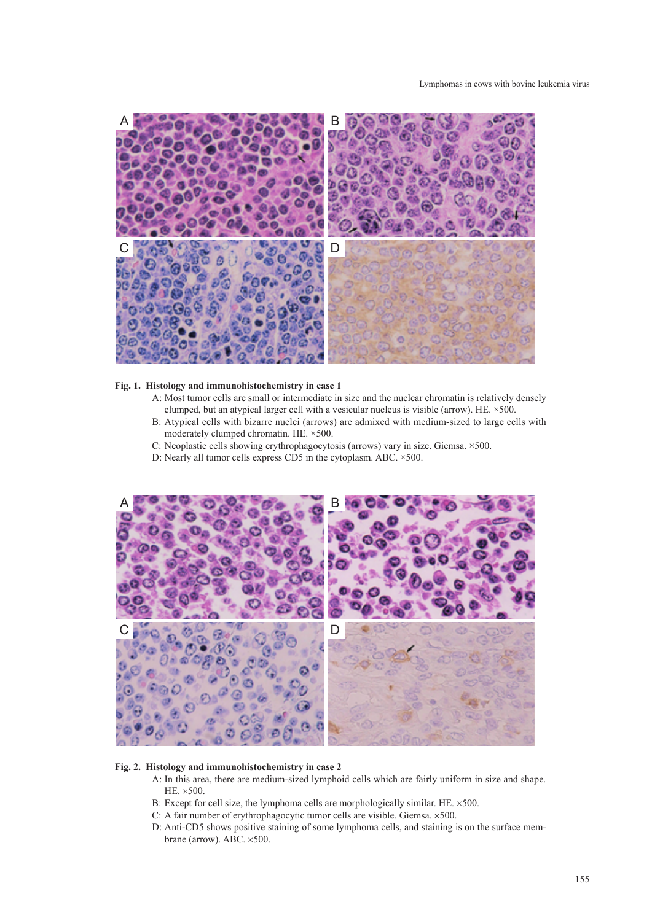**Fig. 1. Histology and immunohistochemistry in case 1**

A: Most tumor cells are small or intermediate in size and the nuclear chromatin is relatively densely clumped, but an atypical larger cell with a vesicular nucleus is visible (arrow). HE. ×500.

B: Atypical cells with bizarre nuclei (arrows) are admixed with medium-sized to large cells with moderately clumped chromatin. HE. ×500.

C: Neoplastic cells showing erythrophagocytosis (arrows) vary in size. Giemsa. ×500.

D: Nearly all tumor cells express CD5 in the cytoplasm. ABC. ×500.

**Fig. 2. Histology and immunohistochemistry in case 2**

A: In this area, there are medium-sized lymphoid cells which are fairly uniform in size and shape. HE. ×500.

B: Except for cell size, the lymphoma cells are morphologically similar. HE. ×500.

C: A fair number of erythrophagocytic tumor cells are visible. Giemsa. ×500.

D: Anti-CD5 shows positive staining of some lymphoma cells, and staining is on the surface membrane (arrow). ABC. ×500.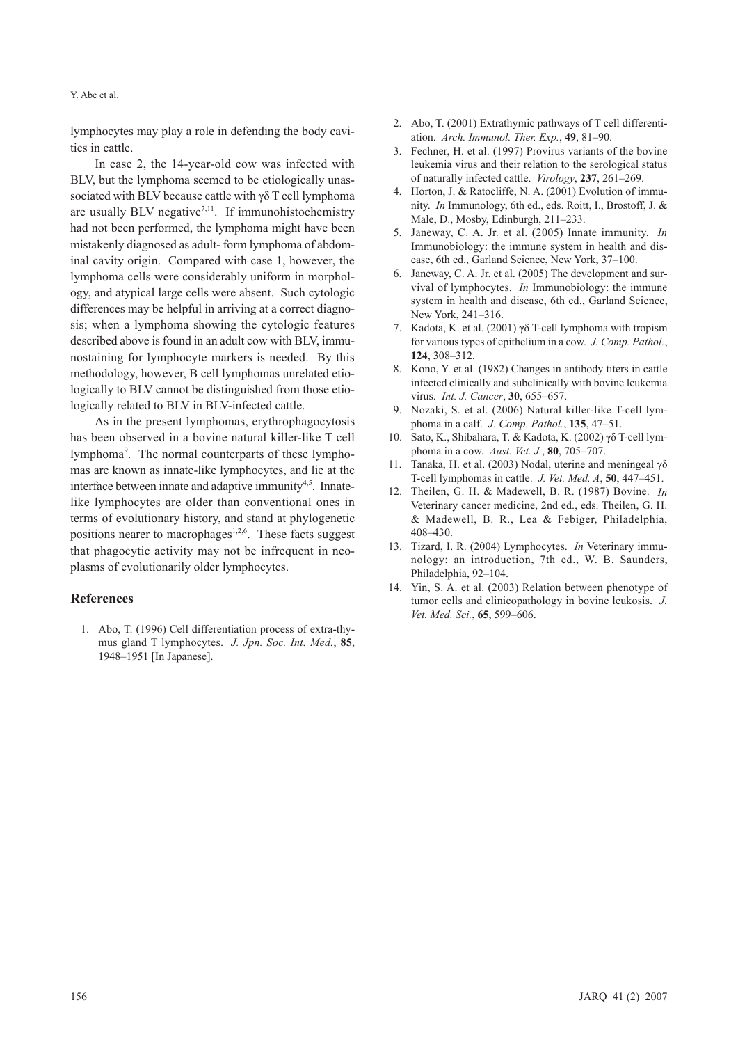lymphocytes may play a role in defending the body cavities in cattle.

In case 2, the 14-year-old cow was infected with BLV, but the lymphoma seemed to be etiologically unassociated with BLV because cattle with γδ T cell lymphoma are usually BLV negative[7,11]. If immunohistochemistry had not been performed, the lymphoma might have been mistakenly diagnosed as adult- form lymphoma of abdominal cavity origin. Compared with case 1, however, the lymphoma cells were considerably uniform in morphology, and atypical large cells were absent. Such cytologic differences may be helpful in arriving at a correct diagnosis; when a lymphoma showing the cytologic features described above is found in an adult cow with BLV, immunostaining for lymphocyte markers is needed. By this methodology, however, B cell lymphomas unrelated etiologically to BLV cannot be distinguished from those etiologically related to BLV in BLV-infected cattle.

As in the present lymphomas, erythrophagocytosis has been observed in a bovine natural killer-like T cell lymphoma[9]. The normal counterparts of these lymphomas are known as innate-like lymphocytes, and lie at the interface between innate and adaptive immunity[4,5]. Innate-like lymphocytes are older than conventional ones in terms of evolutionary history, and stand at phylogenetic positions nearer to macrophages[1,2,6]. These facts suggest that phagocytic activity may not be infrequent in neoplasms of evolutionarily older lymphocytes.

## References

1. Abo, T. (1996) Cell differentiation process of extra-thymus gland T lymphocytes. *J. Jpn. Soc. Int. Med.*, **85**, 1948–1951 [In Japanese].
2. Abo, T. (2001) Extrathymic pathways of T cell differentiation. *Arch. Immunol. Ther. Exp.*, **49**, 81–90.
3. Fechner, H. et al. (1997) Provirus variants of the bovine leukemia virus and their relation to the serological status of naturally infected cattle. *Virology*, **237**, 261–269.
4. Horton, J. & Ratocliffe, N. A. (2001) Evolution of immunity. *In* Immunology, 6th ed., eds. Roitt, I., Brostoff, J. & Male, D., Mosby, Edinburgh, 211–233.
5. Janeway, C. A. Jr. et al. (2005) Innate immunity. *In* Immunobiology: the immune system in health and disease, 6th ed., Garland Science, New York, 37–100.
6. Janeway, C. A. Jr. et al. (2005) The development and survival of lymphocytes. *In* Immunobiology: the immune system in health and disease, 6th ed., Garland Science, New York, 241–316.
7. Kadota, K. et al. (2001) γδ T-cell lymphoma with tropism for various types of epithelium in a cow. *J. Comp. Pathol.*, **124**, 308–312.
8. Kono, Y. et al. (1982) Changes in antibody titers in cattle infected clinically and subclinically with bovine leukemia virus. *Int. J. Cancer*, **30**, 655–657.
9. Nozaki, S. et al. (2006) Natural killer-like T-cell lymphoma in a calf. *J. Comp. Pathol.*, **135**, 47–51.
10. Sato, K., Shibahara, T. & Kadota, K. (2002) γδ T-cell lymphoma in a cow. *Aust. Vet. J.*, **80**, 705–707.
11. Tanaka, H. et al. (2003) Nodal, uterine and meningeal γδ T-cell lymphomas in cattle. *J. Vet. Med. A*, **50**, 447–451.
12. Theilen, G. H. & Madewell, B. R. (1987) Bovine. *In* Veterinary cancer medicine, 2nd ed., eds. Theilen, G. H. & Madewell, B. R., Lea & Febiger, Philadelphia, 408–430.
13. Tizard, I. R. (2004) Lymphocytes. *In* Veterinary immunology: an introduction, 7th ed., W. B. Saunders, Philadelphia, 92–104.
14. Yin, S. A. et al. (2003) Relation between phenotype of tumor cells and clinicopathology in bovine leukosis. *J. Vet. Med. Sci.*, **65**, 599–606.